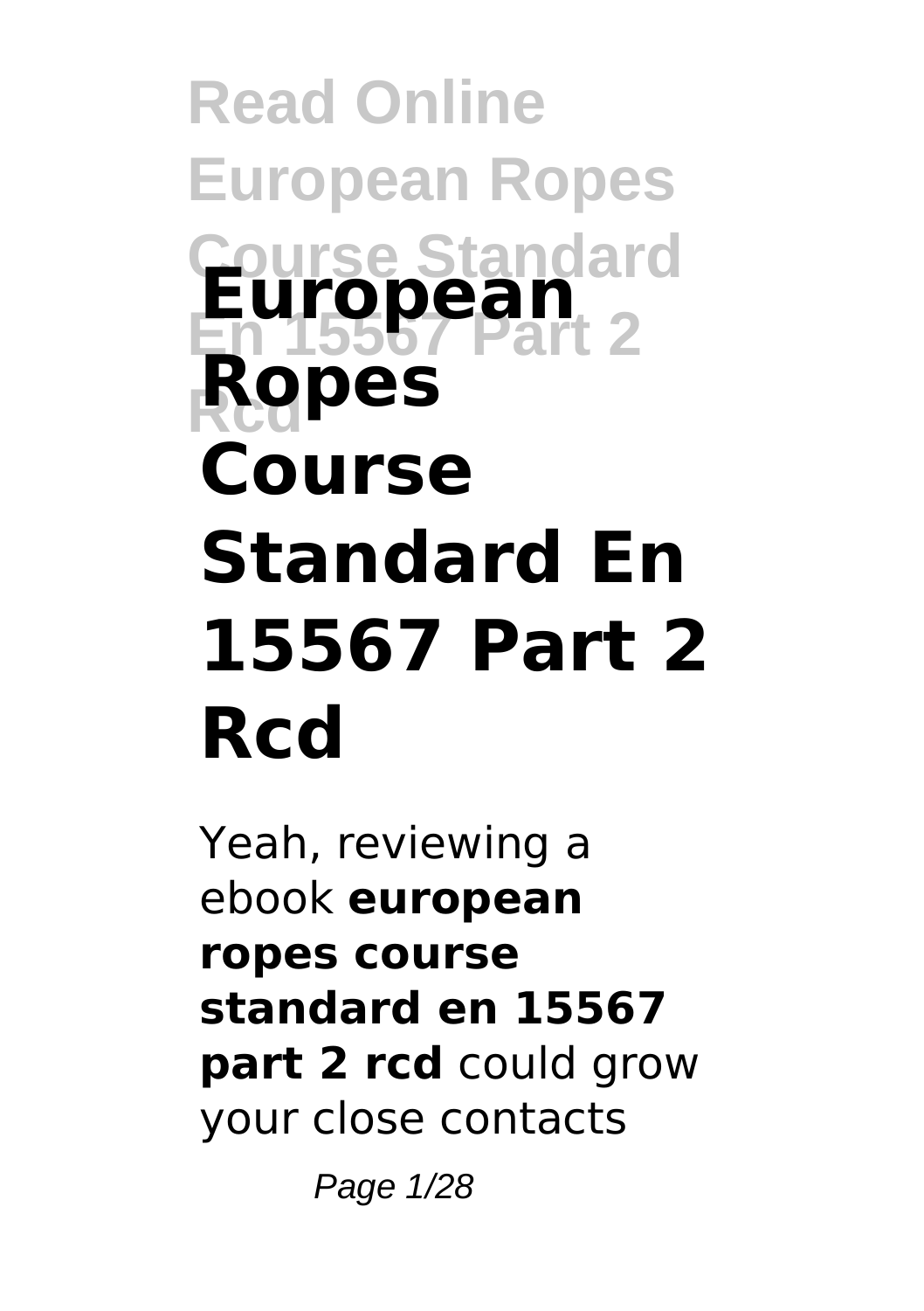# European Ropes Course Standard En 15567 Part 2 Rcd

Yeah, reviewing a ebook **european ropes course standard en 15567 part 2 rcd** could grow your close contacts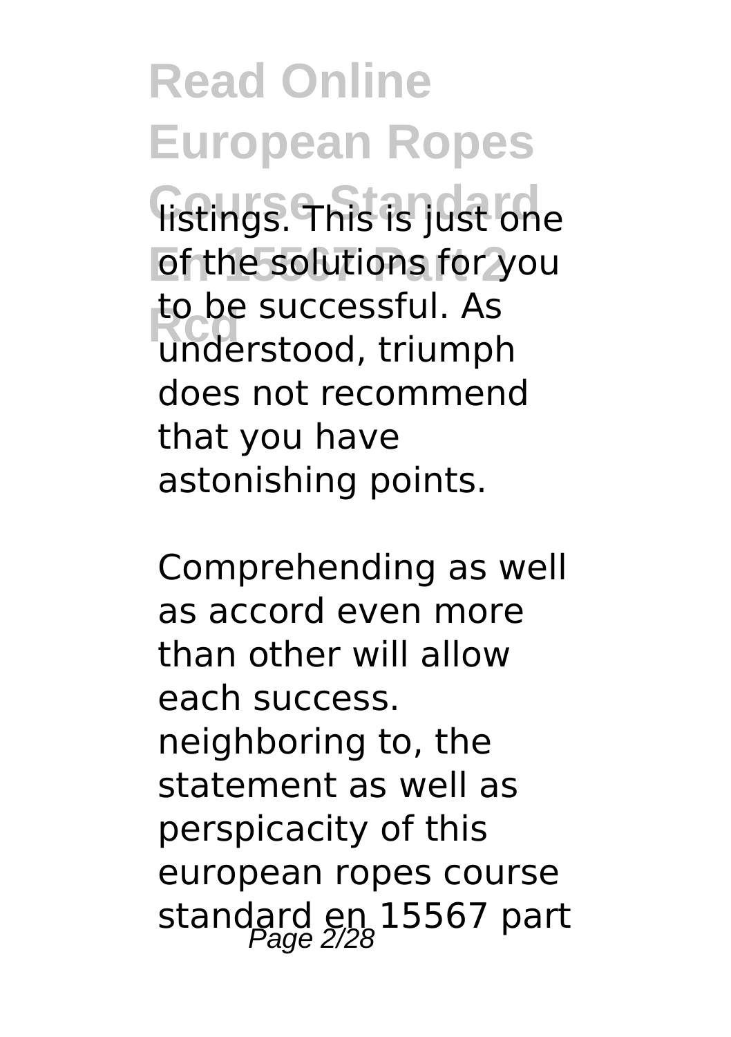listings. This is just one of the solutions for you to be successful. As understood, triumph does not recommend that you have astonishing points.

Comprehending as well as accord even more than other will allow each success. neighboring to, the statement as well as perspicacity of this european ropes course standard en 15567 part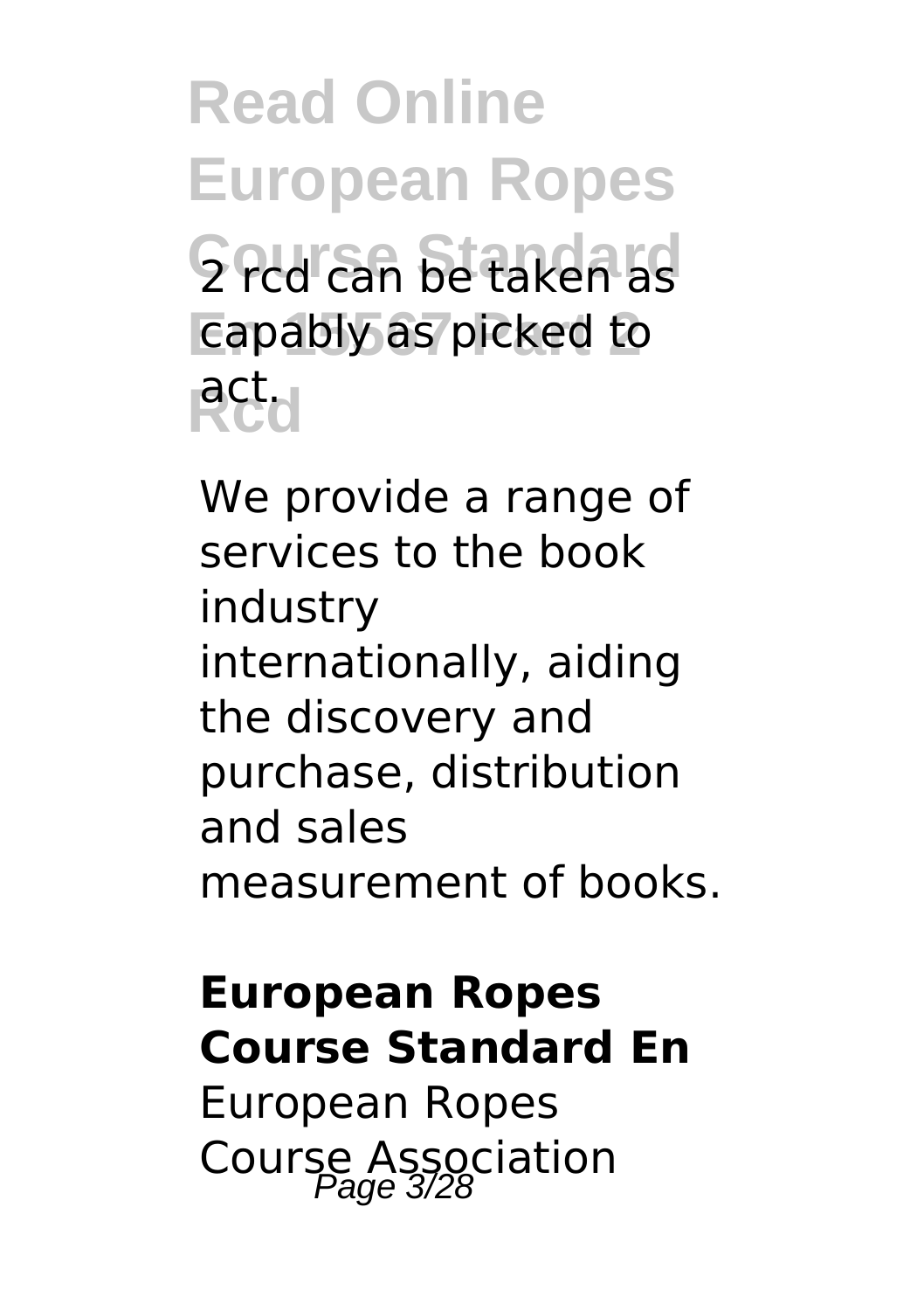2 rcd can be taken as capably as picked to act.

We provide a range of services to the book industry internationally, aiding the discovery and purchase, distribution and sales measurement of books.

**European Ropes Course Standard En**

European Ropes Course Association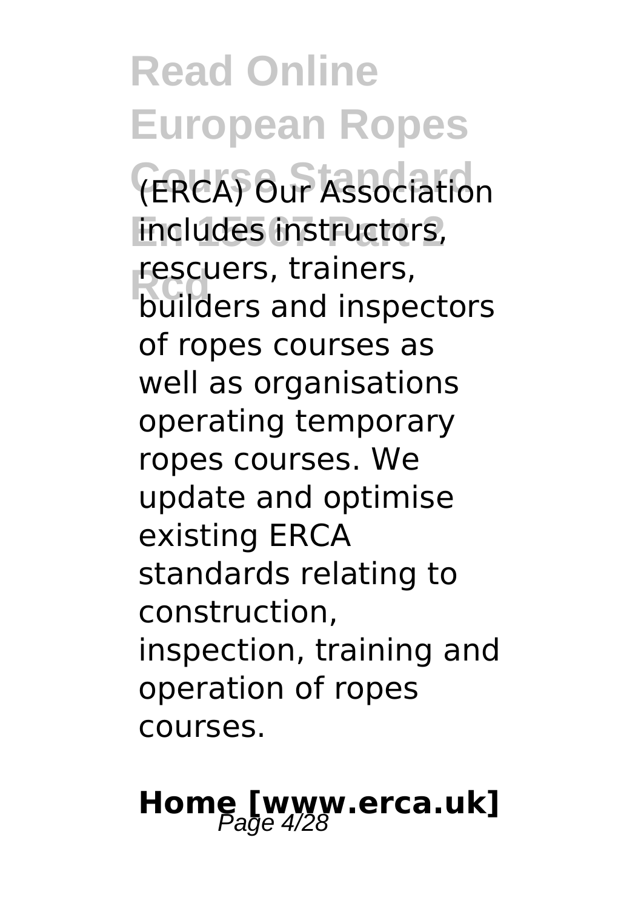(ERCA) Our Association includes instructors, rescuers, trainers, builders and inspectors of ropes courses as well as organisations operating temporary ropes courses. We update and optimise existing ERCA standards relating to construction, inspection, training and operation of ropes courses.

## Home [www.erca.uk]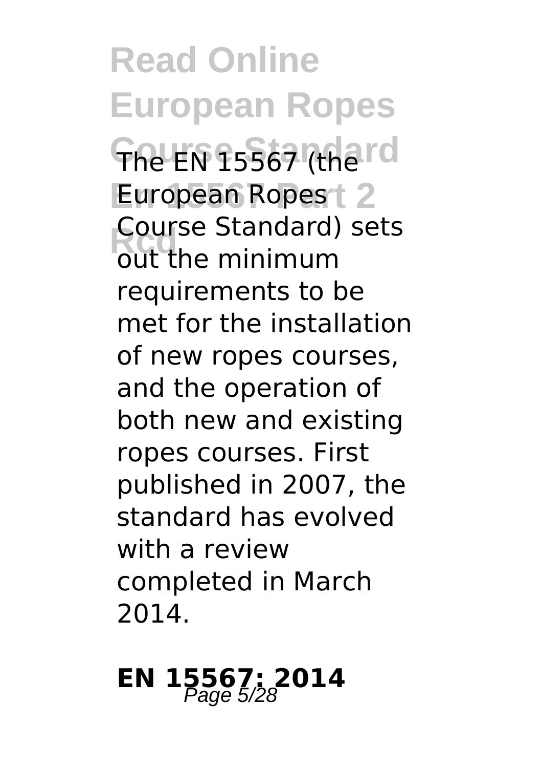The EN 15567 (the European Ropes Course Standard) sets out the minimum requirements to be met for the installation of new ropes courses, and the operation of both new and existing ropes courses. First published in 2007, the standard has evolved with a review completed in March 2014.

## EN 15567: 2014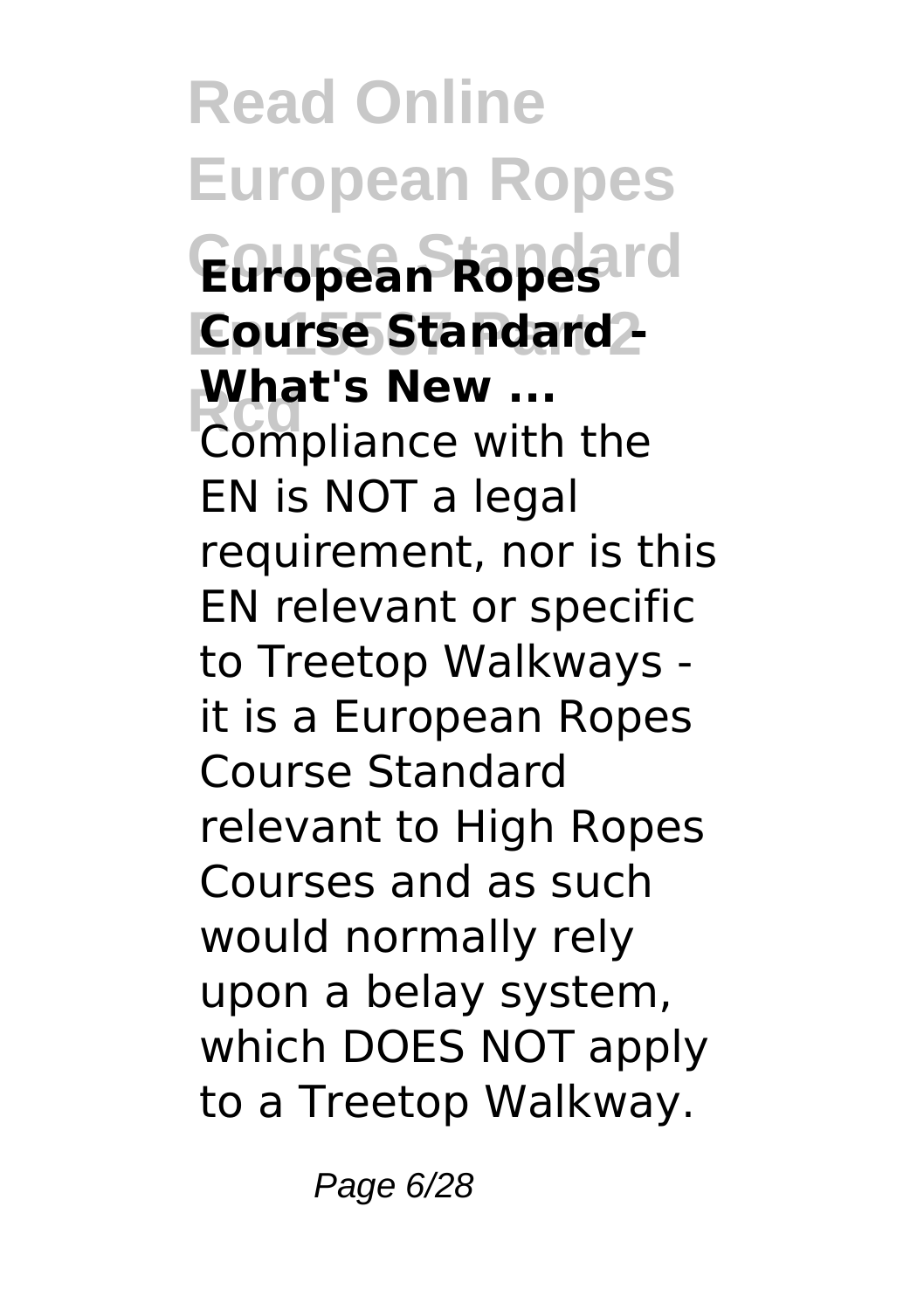**European Ropes Course Standard - What's New ...**

Compliance with the EN is NOT a legal requirement, nor is this EN relevant or specific to Treetop Walkways - it is a European Ropes Course Standard relevant to High Ropes Courses and as such would normally rely upon a belay system, which DOES NOT apply to a Treetop Walkway.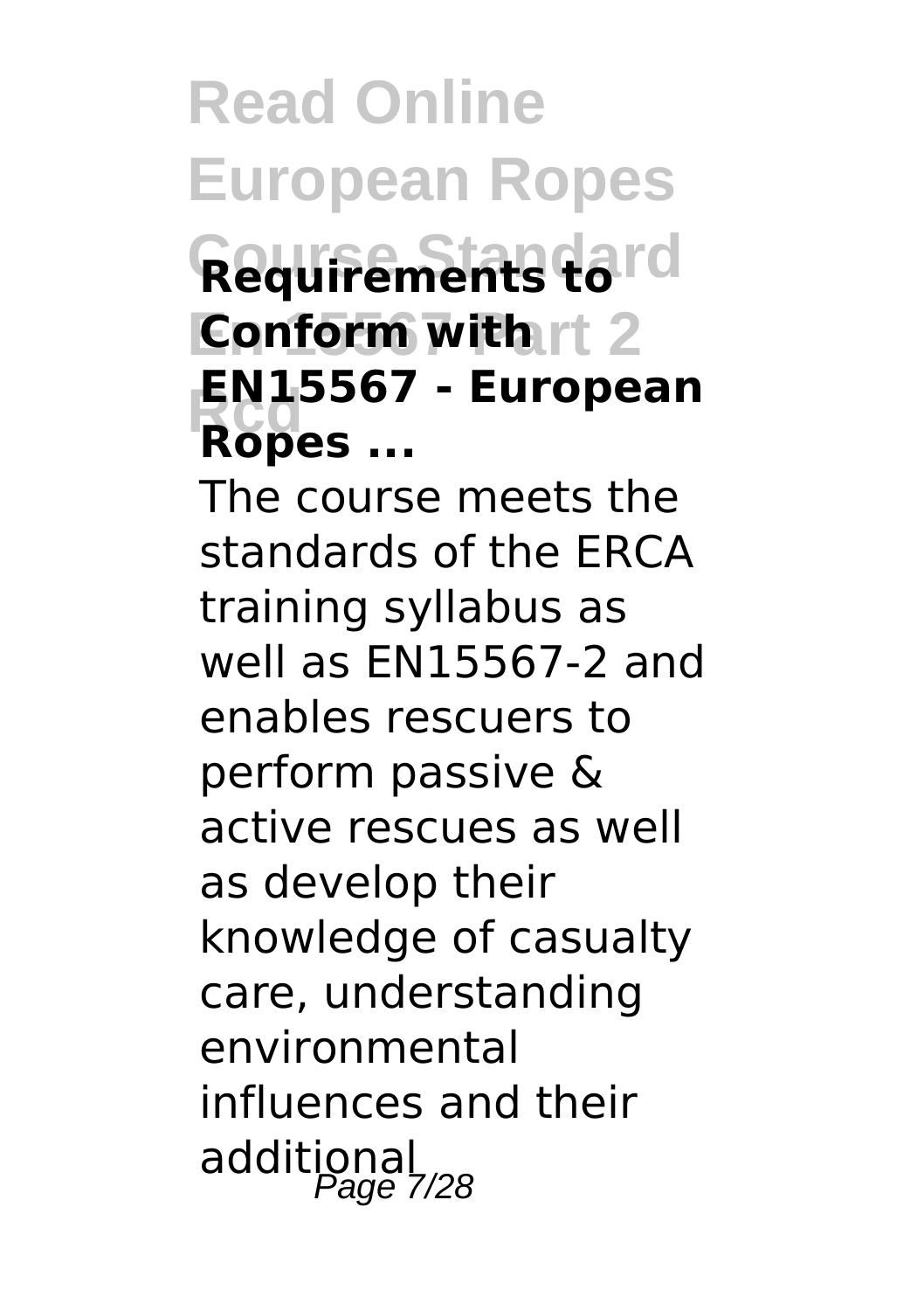**Requirements to Conform with EN15567 - European Ropes ...**

The course meets the standards of the ERCA training syllabus as well as EN15567-2 and enables rescuers to perform passive & active rescues as well as develop their knowledge of casualty care, understanding environmental influences and their additional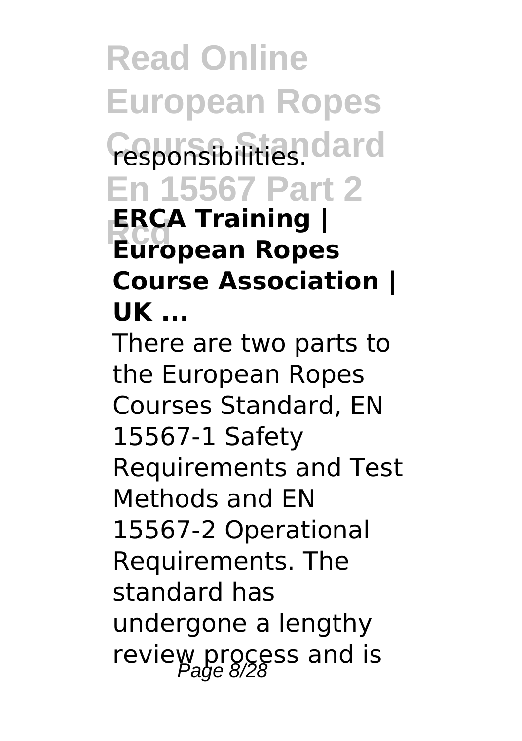responsibilities.

**ERCA Training | European Ropes Course Association | UK ...**

There are two parts to the European Ropes Courses Standard, EN 15567-1 Safety Requirements and Test Methods and EN 15567-2 Operational Requirements. The standard has undergone a lengthy review process and is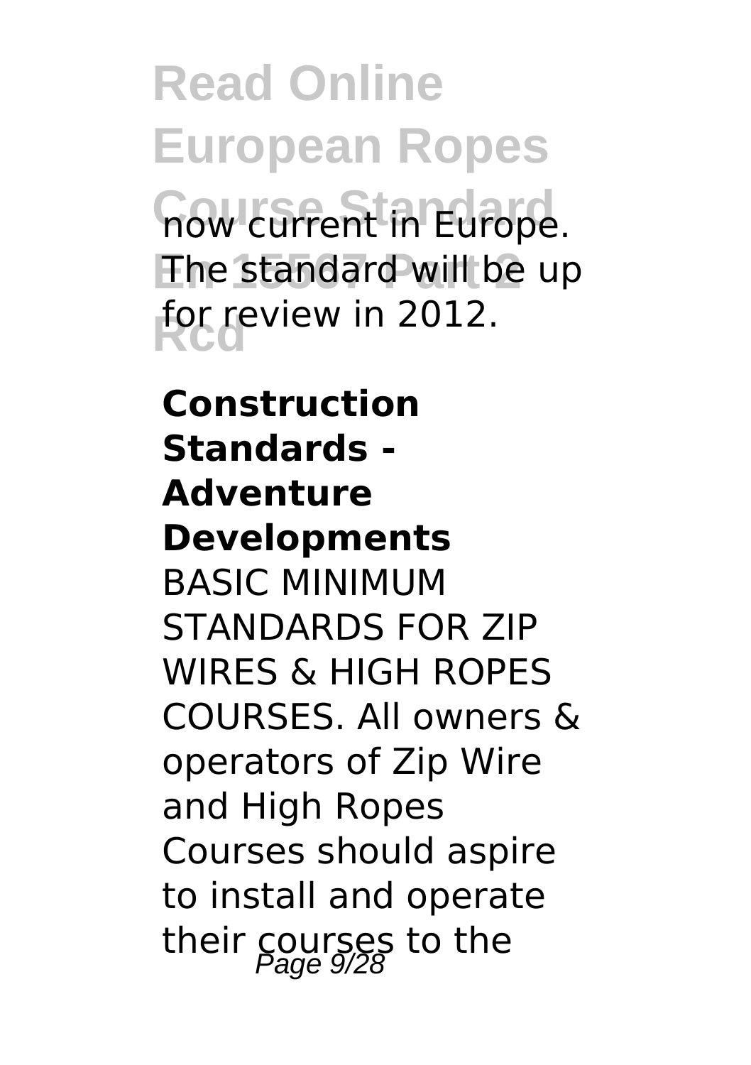now current in Europe. The standard will be up for review in 2012.

**Construction Standards - Adventure Developments**

BASIC MINIMUM STANDARDS FOR ZIP WIRES & HIGH ROPES COURSES. All owners & operators of Zip Wire and High Ropes Courses should aspire to install and operate their courses to the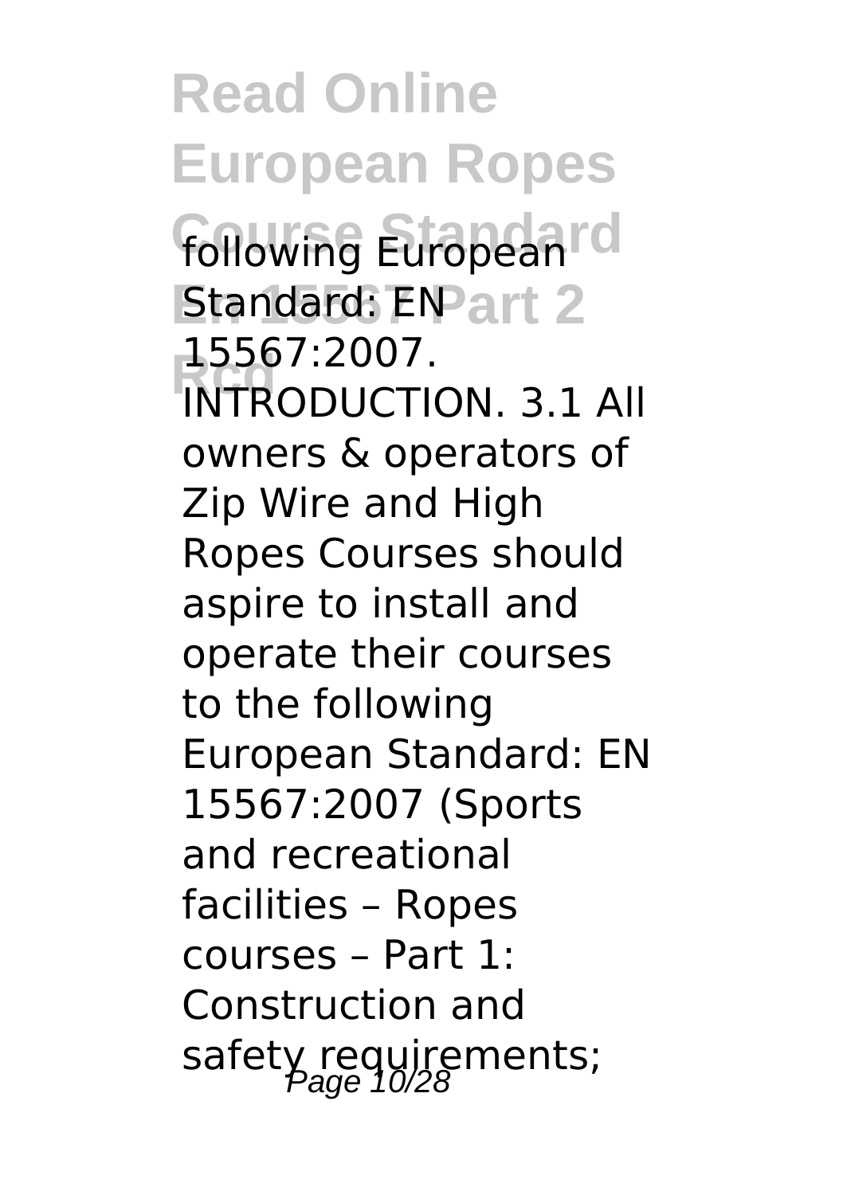following European Standard: EN 15567:2007. INTRODUCTION. 3.1 All owners & operators of Zip Wire and High Ropes Courses should aspire to install and operate their courses to the following European Standard: EN 15567:2007 (Sports and recreational facilities – Ropes courses – Part 1: Construction and safety requirements;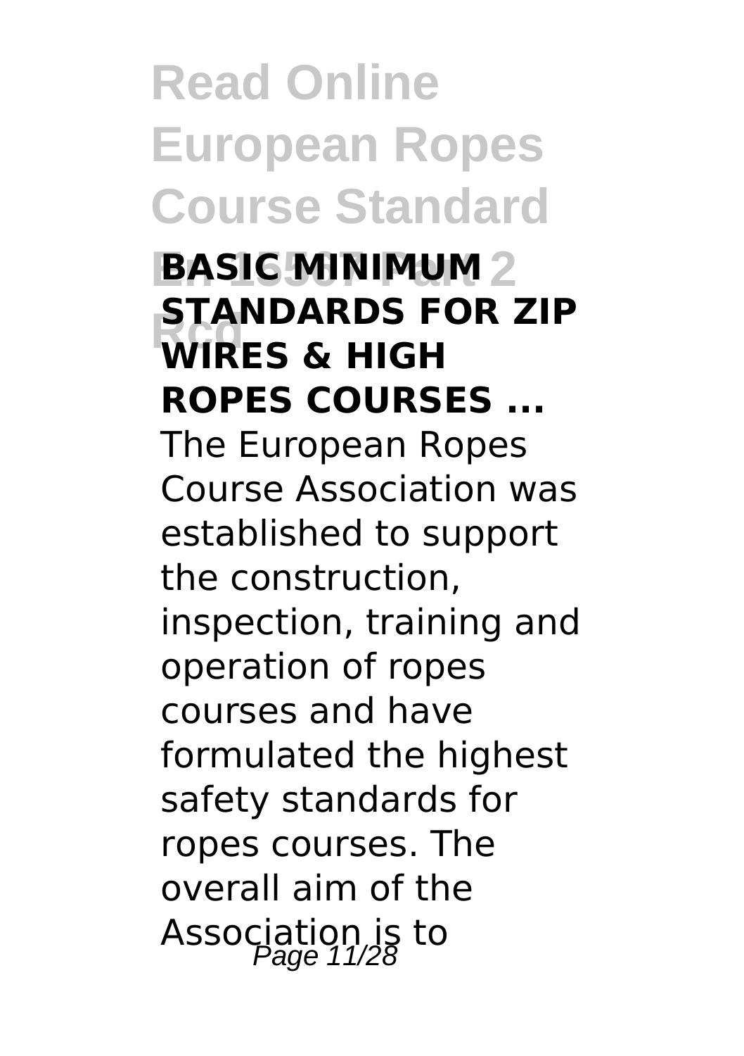**BASIC MINIMUM STANDARDS FOR ZIP WIRES & HIGH ROPES COURSES ...**

The European Ropes Course Association was established to support the construction, inspection, training and operation of ropes courses and have formulated the highest safety standards for ropes courses. The overall aim of the Association is to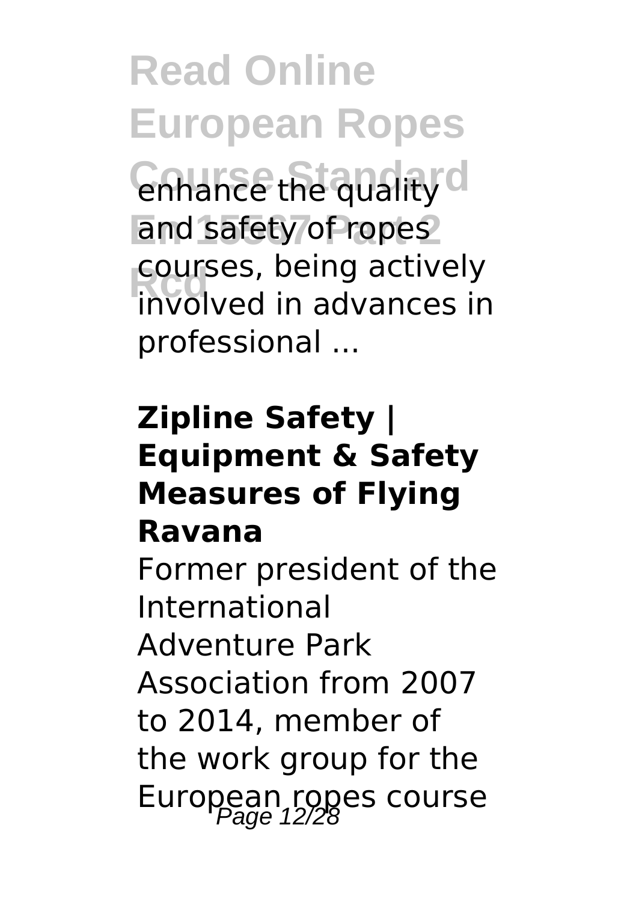enhance the quality and safety of ropes courses, being actively involved in advances in professional ...

**Zipline Safety | Equipment & Safety Measures of Flying Ravana**

Former president of the International Adventure Park Association from 2007 to 2014, member of the work group for the European ropes course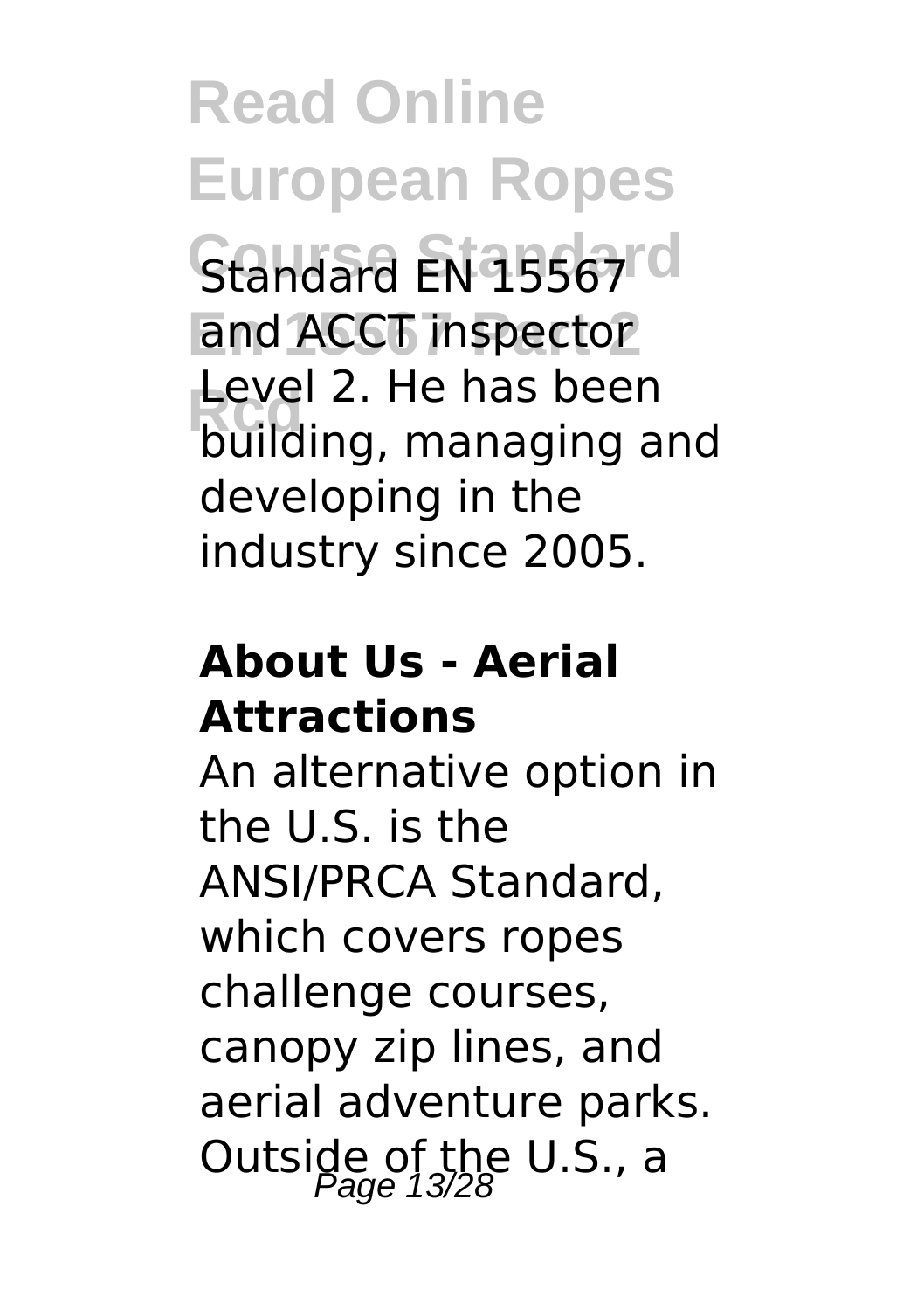Standard EN 15567 and ACCT inspector Level 2. He has been building, managing and developing in the industry since 2005.

## About Us - Aerial Attractions

An alternative option in the U.S. is the ANSI/PRCA Standard, which covers ropes challenge courses, canopy zip lines, and aerial adventure parks. Outside of the U.S., a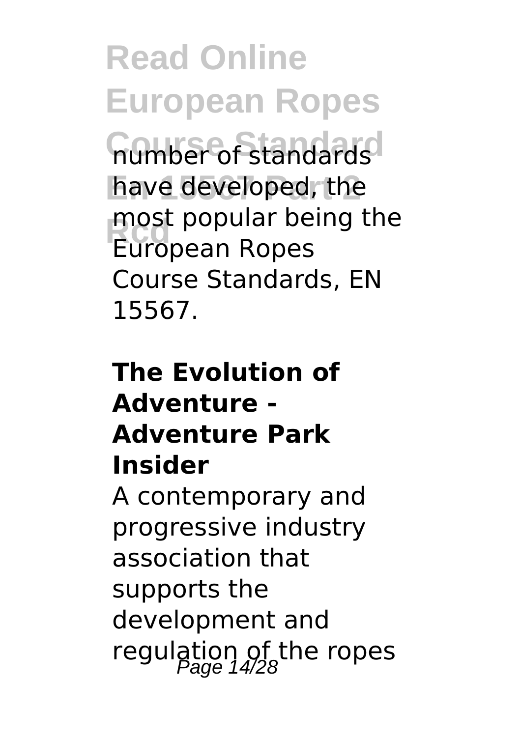number of standards have developed, the most popular being the European Ropes Course Standards, EN 15567.

**The Evolution of Adventure - Adventure Park Insider**

A contemporary and progressive industry association that supports the development and regulation of the ropes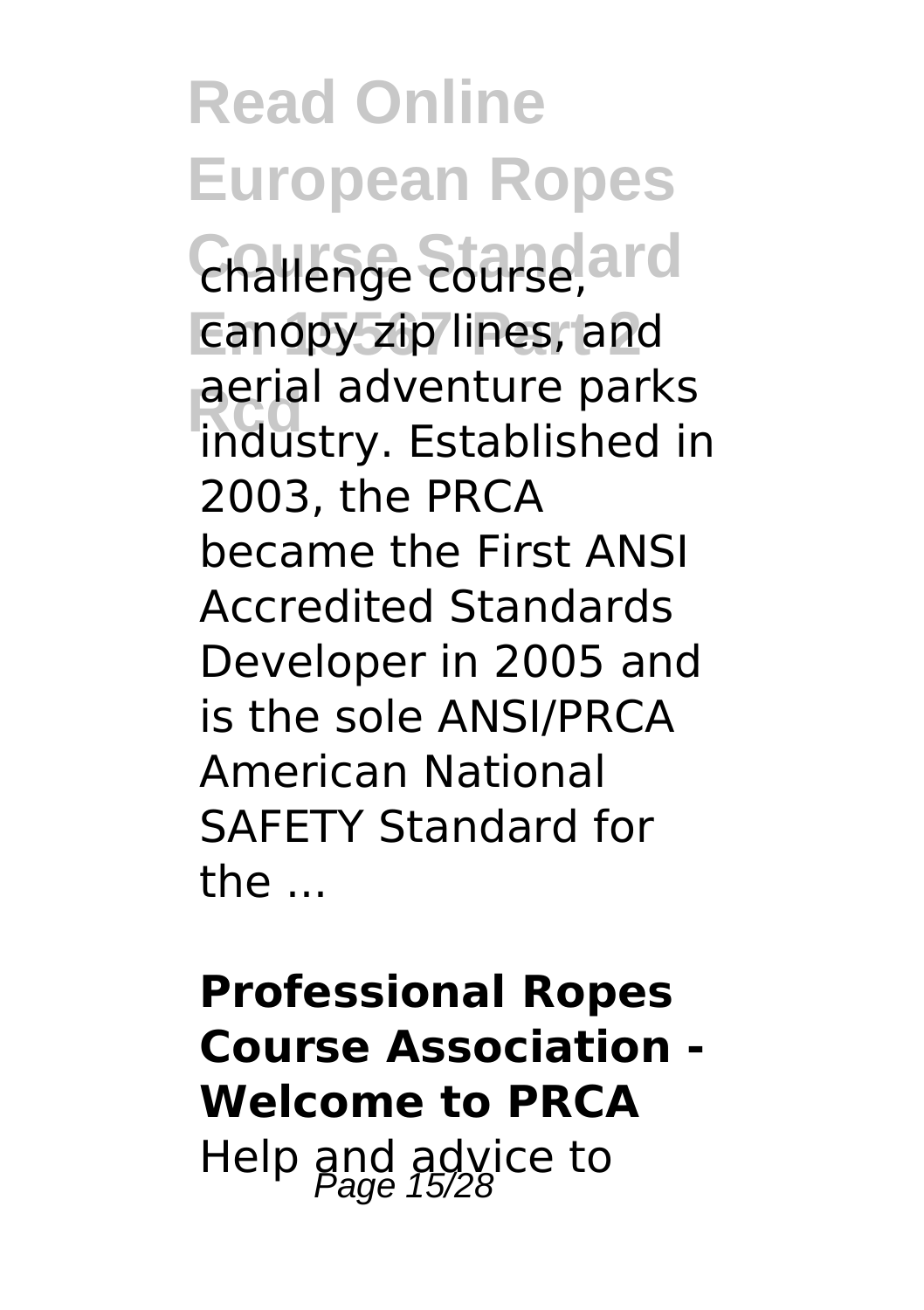challenge course, canopy zip lines, and aerial adventure parks industry. Established in 2003, the PRCA became the First ANSI Accredited Standards Developer in 2005 and is the sole ANSI/PRCA American National SAFETY Standard for the ...

**Professional Ropes Course Association - Welcome to PRCA**

Help and advice to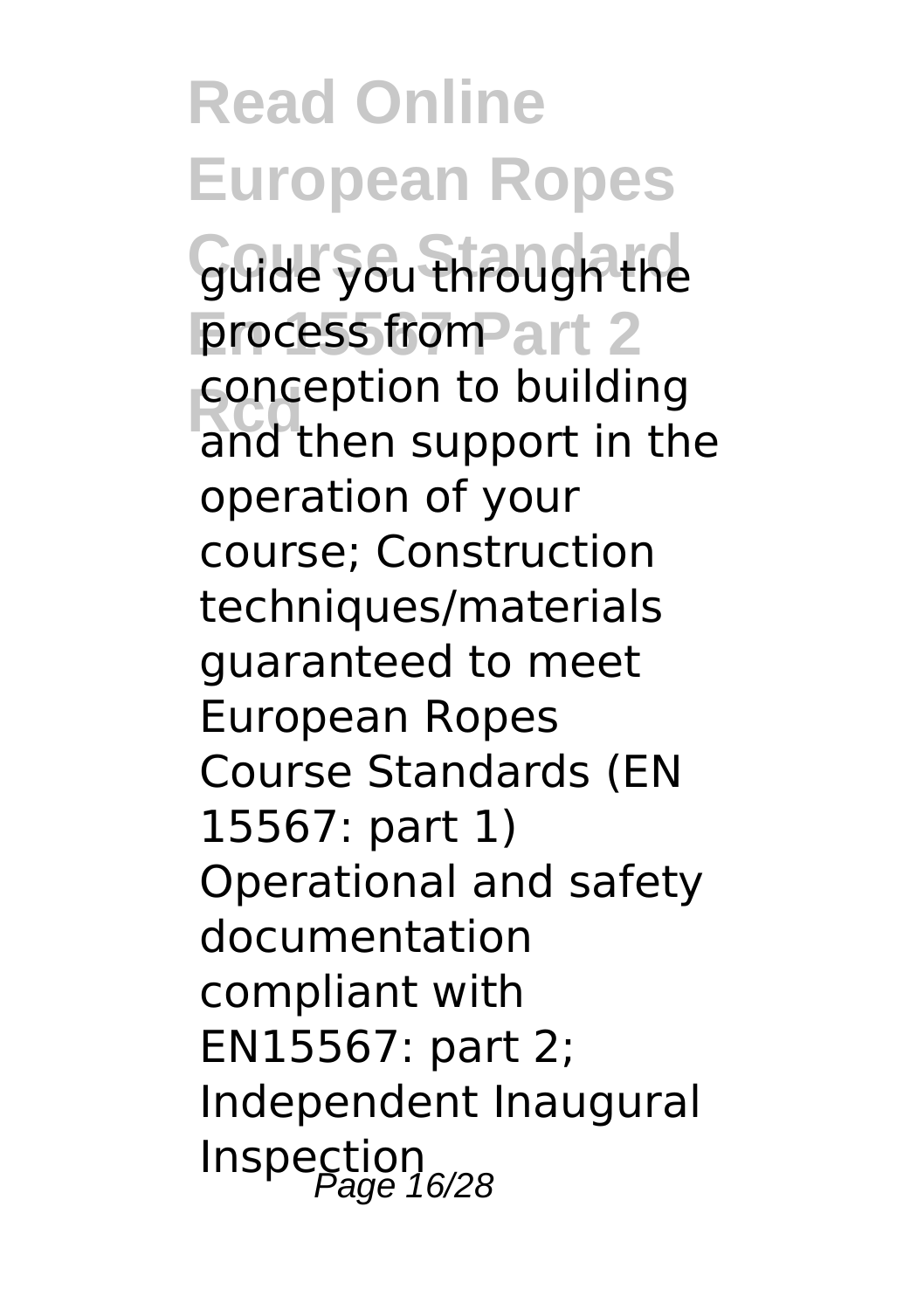guide you through the process from conception to building and then support in the operation of your course; Construction techniques/materials guaranteed to meet European Ropes Course Standards (EN 15567: part 1) Operational and safety documentation compliant with EN15567: part 2; Independent Inaugural Inspection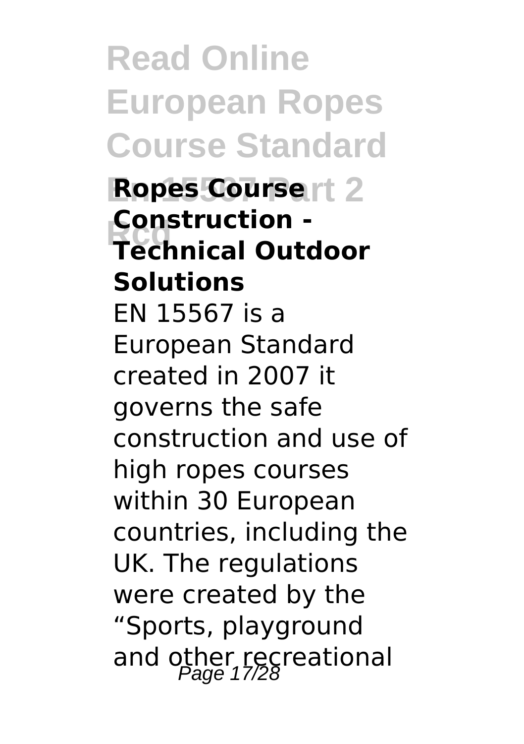### Ropes Course Construction - Technical Outdoor Solutions

EN 15567 is a European Standard created in 2007 it governs the safe construction and use of high ropes courses within 30 European countries, including the UK. The regulations were created by the "Sports, playground and other recreational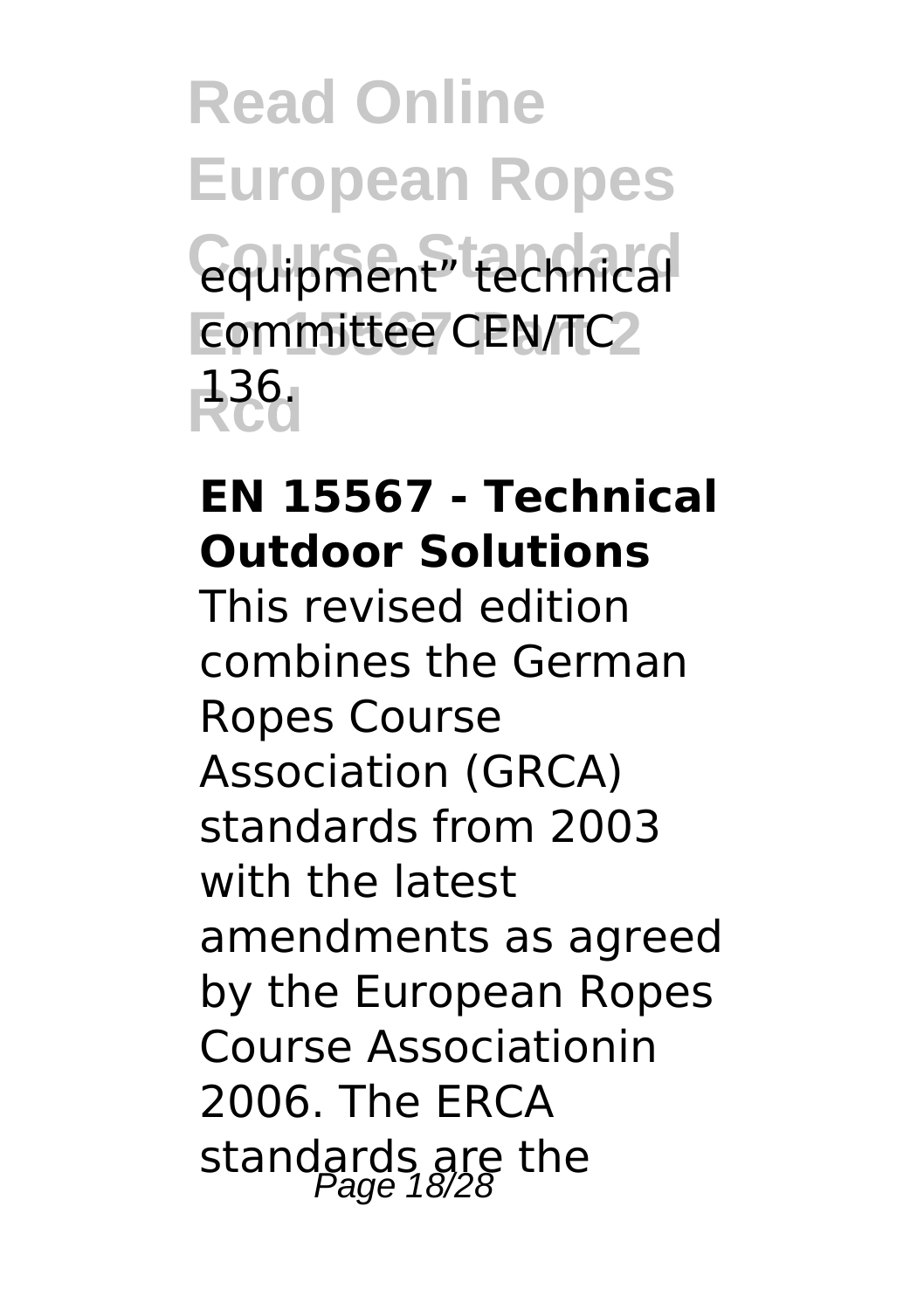equipment” technical committee CEN/TC 136.

**EN 15567 - Technical Outdoor Solutions**

This revised edition combines the German Ropes Course Association (GRCA) standards from 2003 with the latest amendments as agreed by the European Ropes Course Associationin 2006. The ERCA standards are the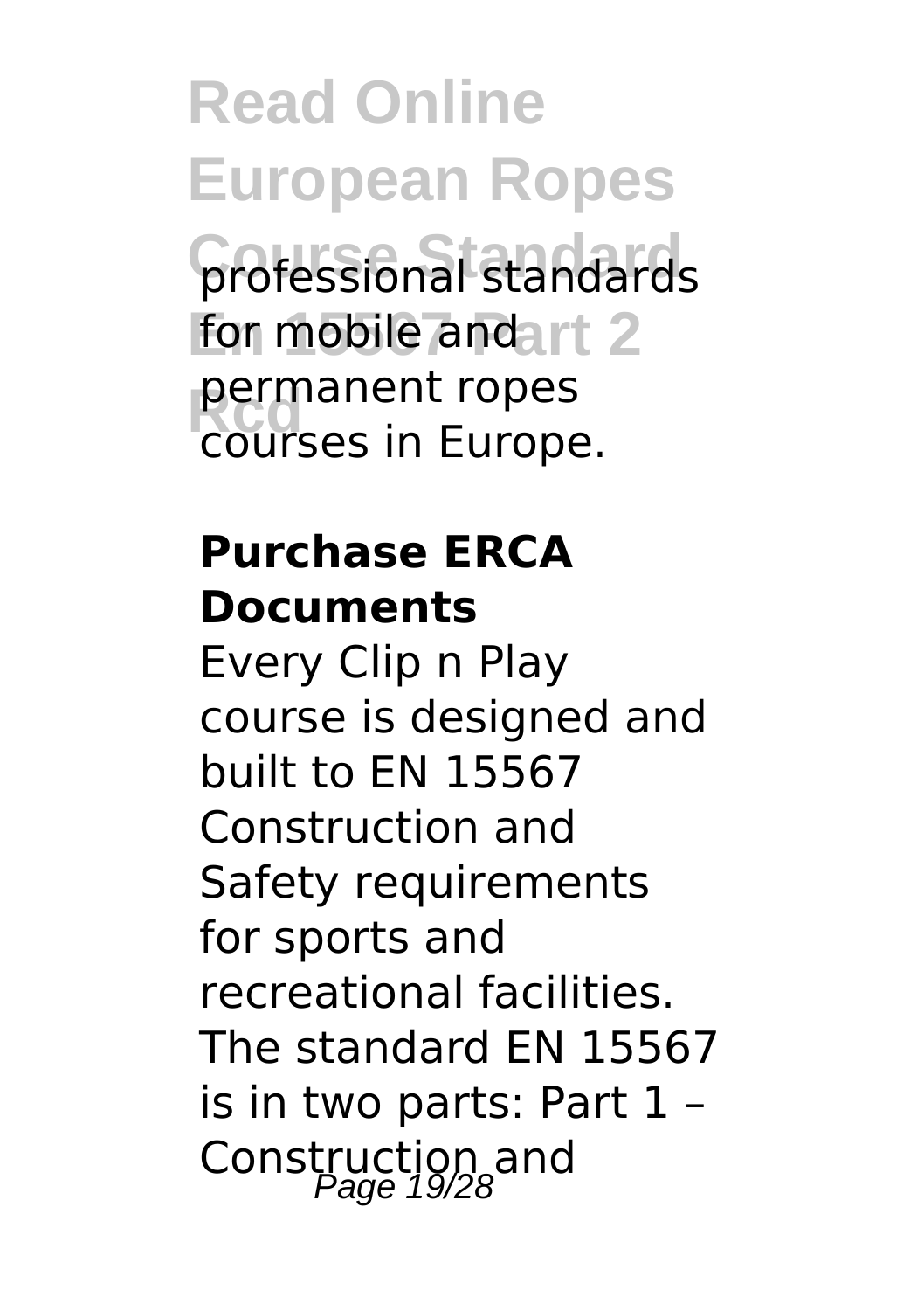professional standards for mobile and permanent ropes courses in Europe.

**Purchase ERCA Documents**

Every Clip n Play course is designed and built to EN 15567 Construction and Safety requirements for sports and recreational facilities. The standard EN 15567 is in two parts: Part 1 – Construction and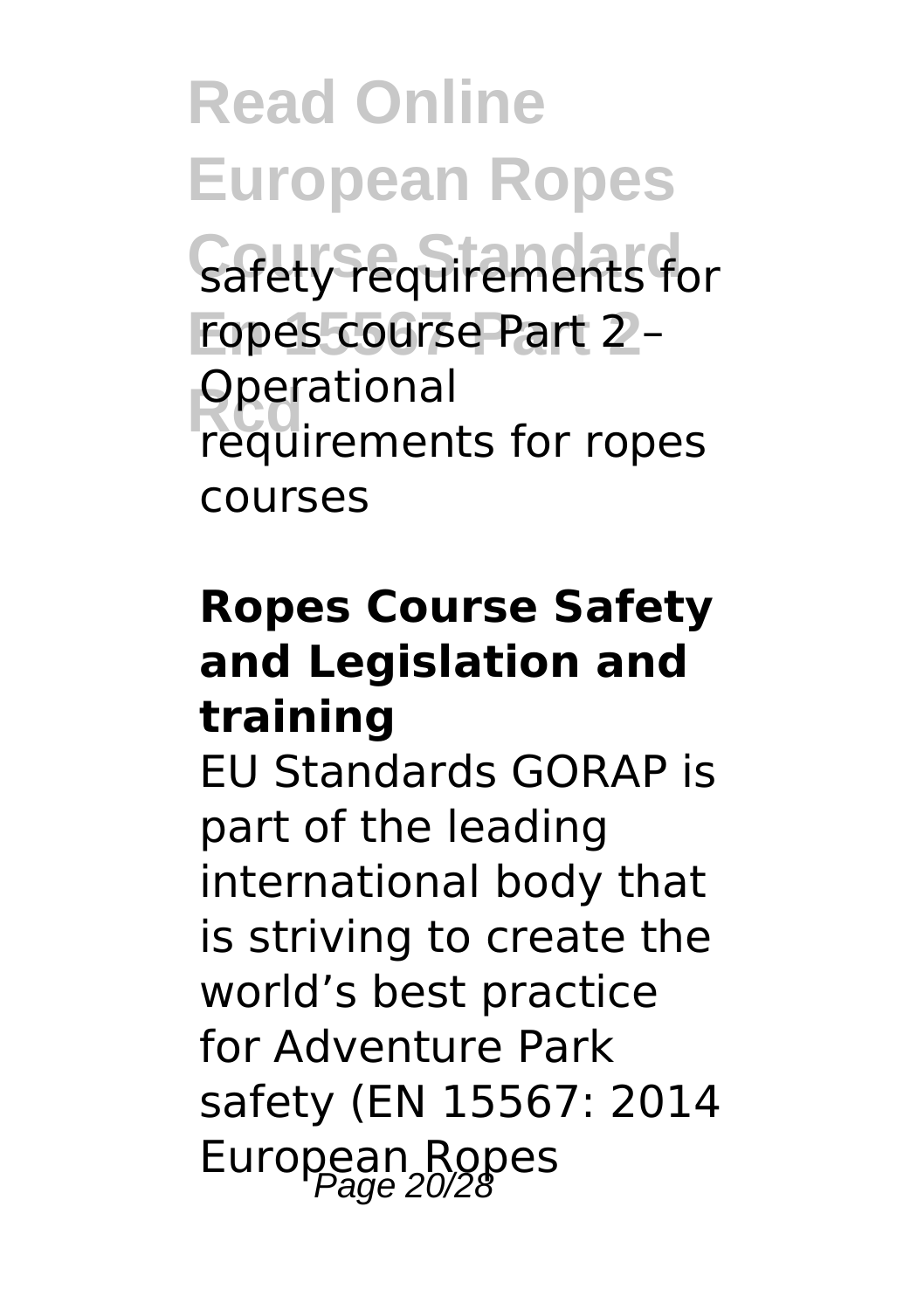safety requirements for ropes course Part 2 – Operational requirements for ropes courses

#### Ropes Course Safety and Legislation and training

EU Standards GORAP is part of the leading international body that is striving to create the world's best practice for Adventure Park safety (EN 15567: 2014 European Ropes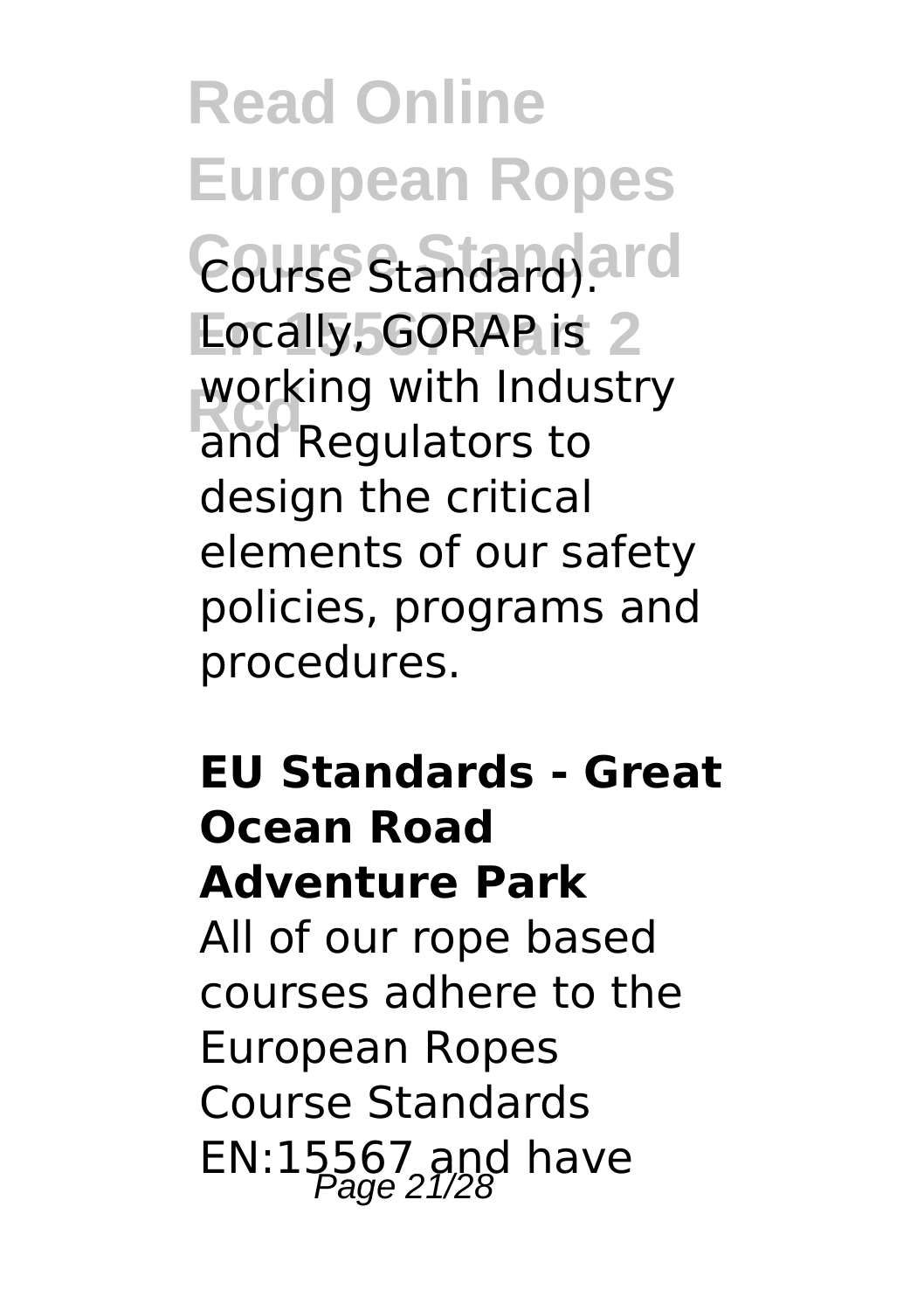Course Standard). Locally, GORAP is working with Industry and Regulators to design the critical elements of our safety policies, programs and procedures.

**EU Standards - Great Ocean Road Adventure Park**

All of our rope based courses adhere to the European Ropes Course Standards EN:15567 and have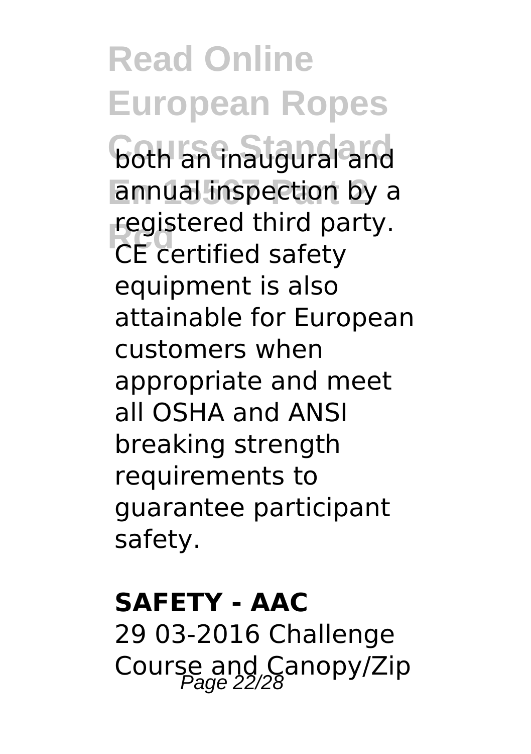both an inaugural and annual inspection by a registered third party. CE certified safety equipment is also attainable for European customers when appropriate and meet all OSHA and ANSI breaking strength requirements to guarantee participant safety.

**SAFETY - AAC**

29 03-2016 Challenge Course and Canopy/Zip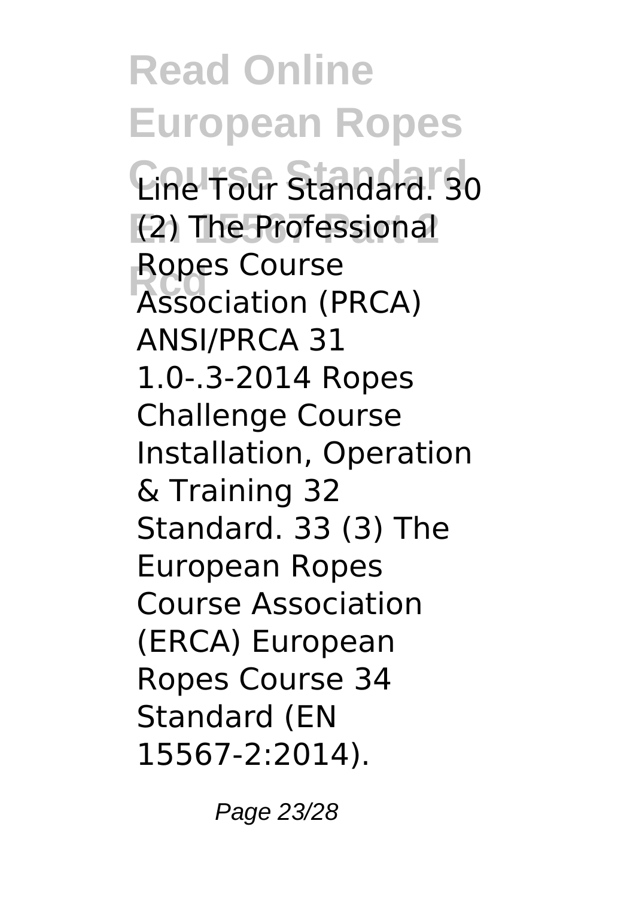Line Tour Standard. 30 (2) The Professional Ropes Course Association (PRCA) ANSI/PRCA 31 1.0-.3-2014 Ropes Challenge Course Installation, Operation & Training 32 Standard. 33 (3) The European Ropes Course Association (ERCA) European Ropes Course 34 Standard (EN 15567-2:2014).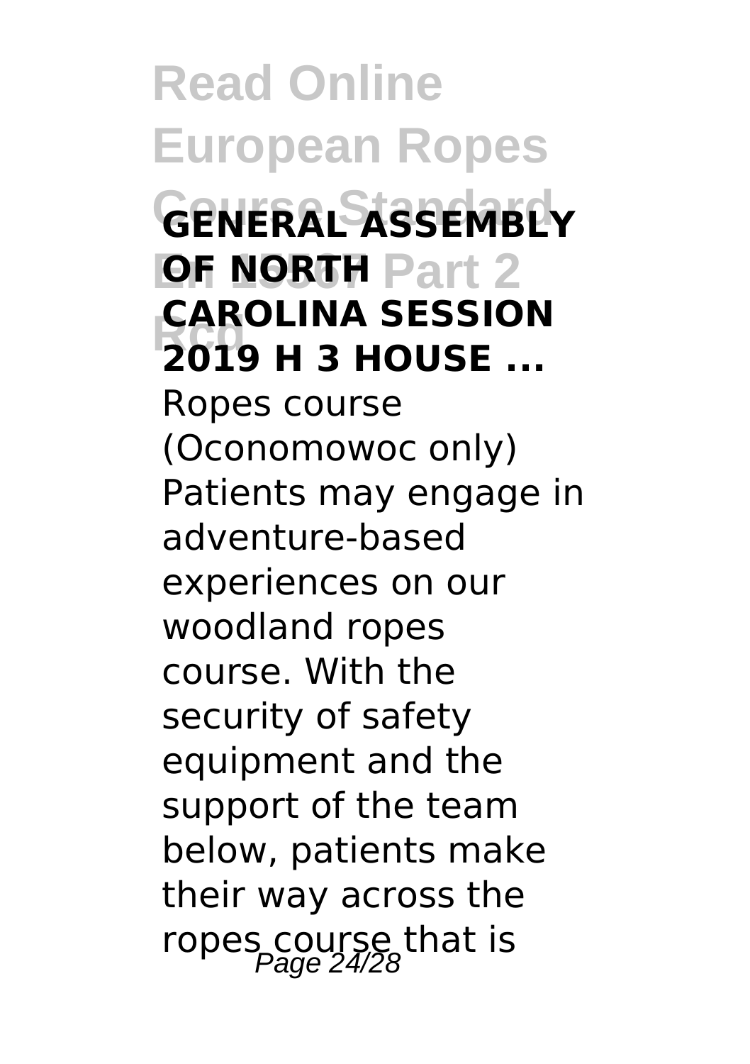**GENERAL ASSEMBLY OF NORTH CAROLINA SESSION 2019 H 3 HOUSE ...**

Ropes course (Oconomowoc only) Patients may engage in adventure-based experiences on our woodland ropes course. With the security of safety equipment and the support of the team below, patients make their way across the ropes course that is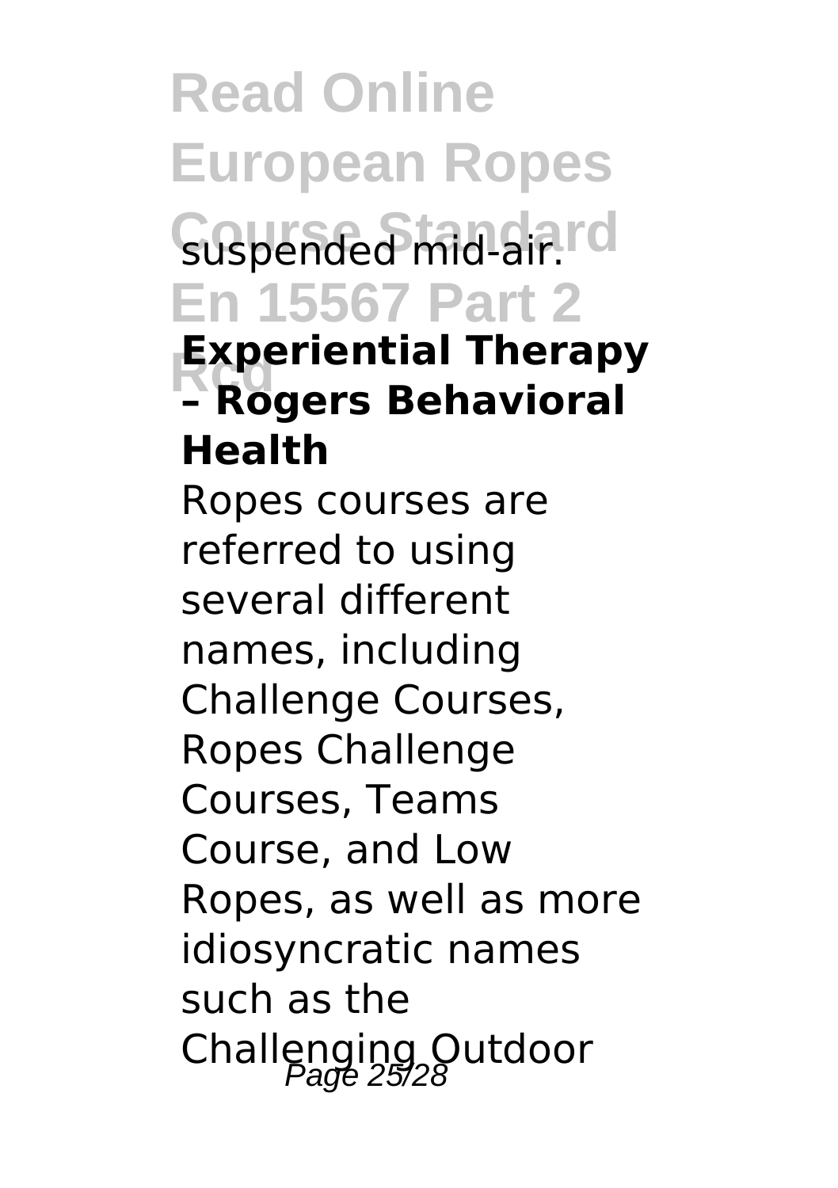suspended mid-air.

**Experiential Therapy – Rogers Behavioral Health**

Ropes courses are referred to using several different names, including Challenge Courses, Ropes Challenge Courses, Teams Course, and Low Ropes, as well as more idiosyncratic names such as the Challenging Outdoor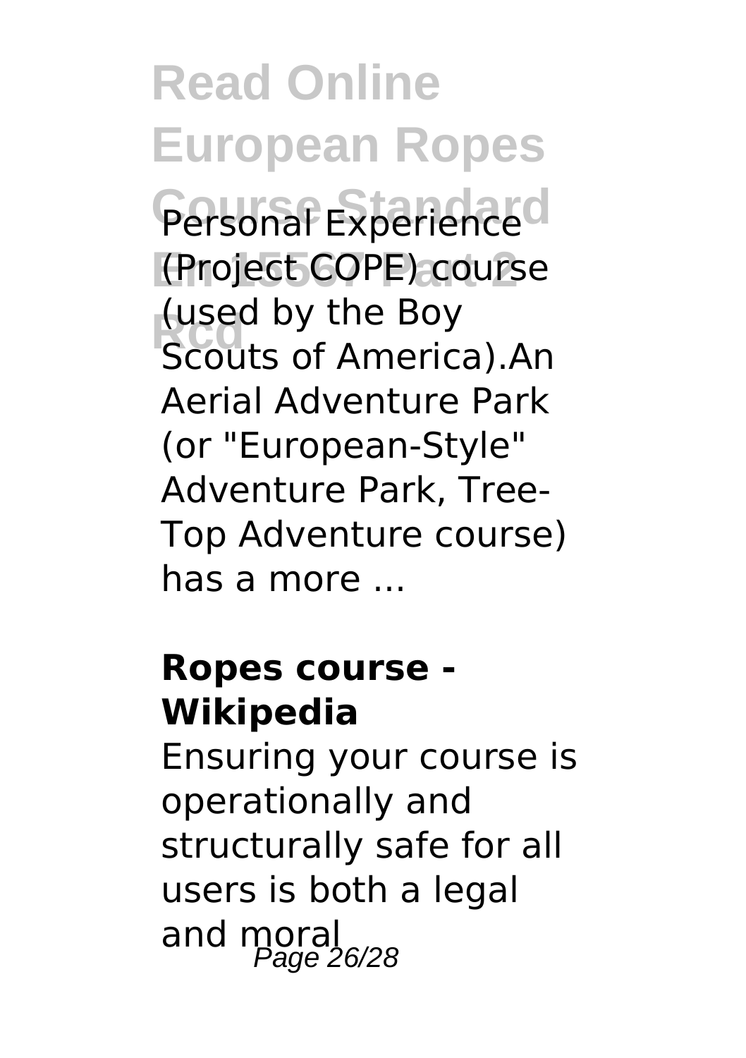Personal Experience (Project COPE) course (used by the Boy Scouts of America).An Aerial Adventure Park (or "European-Style" Adventure Park, Tree-Top Adventure course) has a more ...

**Ropes course - Wikipedia**

Ensuring your course is operationally and structurally safe for all users is both a legal and moral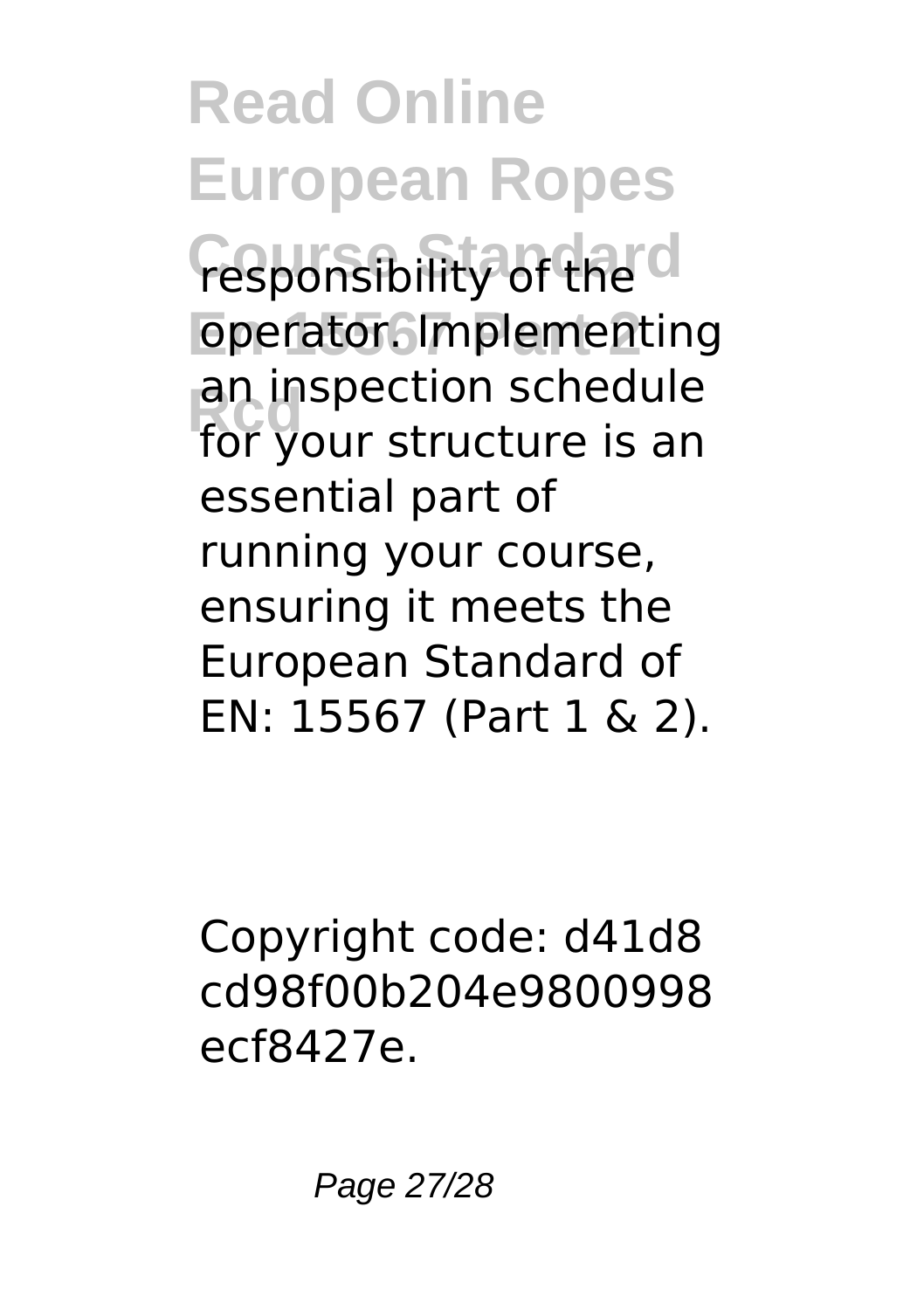responsibility of the operator. Implementing an inspection schedule for your structure is an essential part of running your course, ensuring it meets the European Standard of EN: 15567 (Part 1 & 2).

Copyright code: d41d8cd98f00b204e9800998ecf8427e.